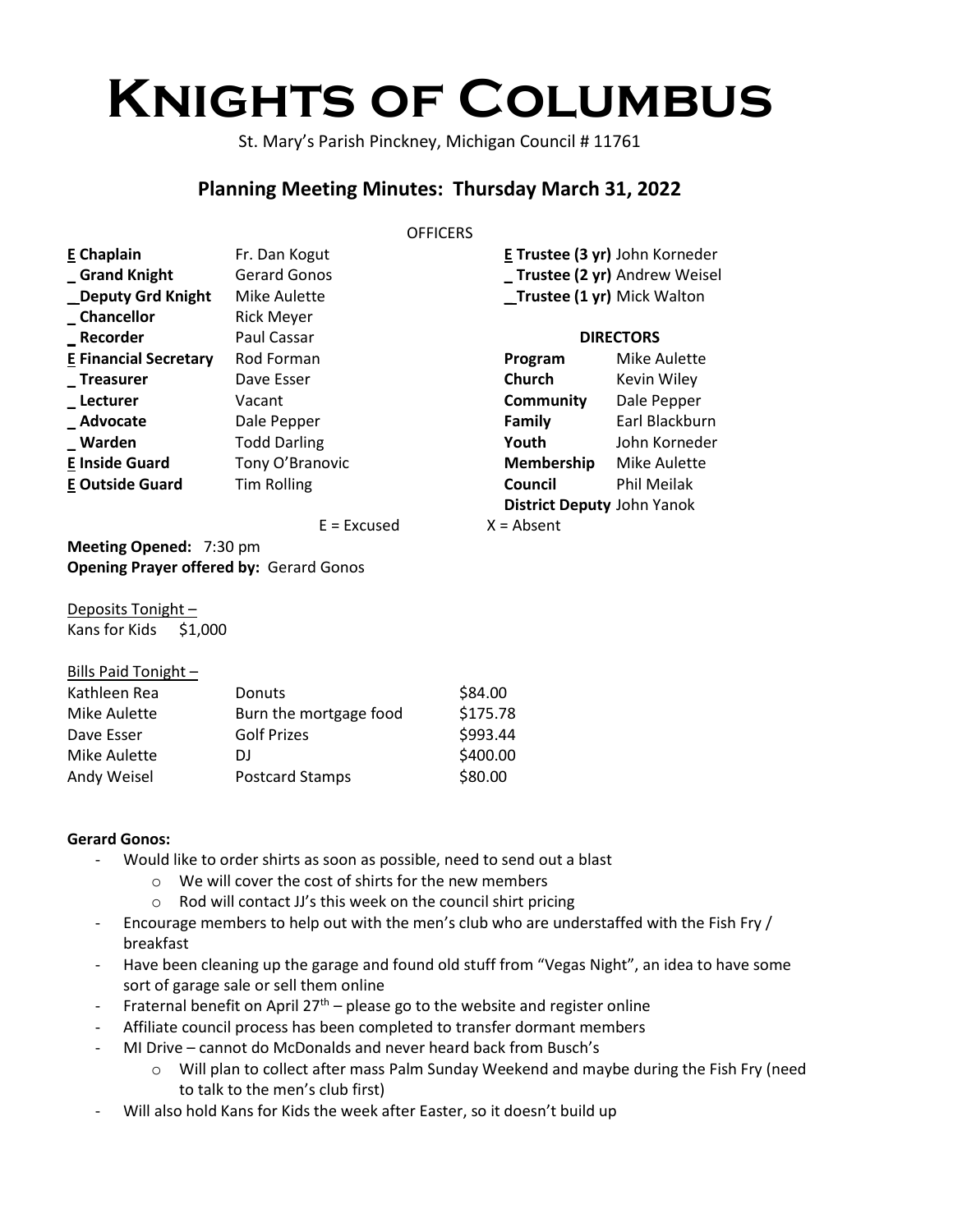# Knights of Columbus

St. Mary's Parish Pinckney, Michigan Council # 11761

## Planning Meeting Minutes: Thursday March 31, 2022

OFFICERS

| | |
|---|---|
| **E Chaplain** | Fr. Dan Kogut |
| **_ Grand Knight** | Gerard Gonos |
| **_Deputy Grd Knight** | Mike Aulette |
| **_ Chancellor** | Rick Meyer |
| **_ Recorder** | Paul Cassar |
| **E Financial Secretary** | Rod Forman |
| **_ Treasurer** | Dave Esser |
| **_ Lecturer** | Vacant |
| **_ Advocate** | Dale Pepper |
| **_ Warden** | Todd Darling |
| **E Inside Guard** | Tony O'Branovic |
| **E Outside Guard** | Tim Rolling |

| | |
|---|---|
| **E Trustee (3 yr)** | John Korneder |
| **_ Trustee (2 yr)** | Andrew Weisel |
| **_Trustee (1 yr)** | Mick Walton |

**DIRECTORS**

| | |
|---|---|
| **Program** | Mike Aulette |
| **Church** | Kevin Wiley |
| **Community** | Dale Pepper |
| **Family** | Earl Blackburn |
| **Youth** | John Korneder |
| **Membership** | Mike Aulette |
| **Council** | Phil Meilak |
| **District Deputy** | John Yanok |

E = Excused X = Absent

**Meeting Opened:** 7:30 pm
**Opening Prayer offered by:** Gerard Gonos

Deposits Tonight –
Kans for Kids $1,000

Bills Paid Tonight –

| | | |
|---|---|---|
| Kathleen Rea | Donuts | $84.00 |
| Mike Aulette | Burn the mortgage food | $175.78 |
| Dave Esser | Golf Prizes | $993.44 |
| Mike Aulette | DJ | $400.00 |
| Andy Weisel | Postcard Stamps | $80.00 |

**Gerard Gonos:**

- Would like to order shirts as soon as possible, need to send out a blast
  - We will cover the cost of shirts for the new members
  - Rod will contact JJ's this week on the council shirt pricing
- Encourage members to help out with the men's club who are understaffed with the Fish Fry / breakfast
- Have been cleaning up the garage and found old stuff from "Vegas Night", an idea to have some sort of garage sale or sell them online
- Fraternal benefit on April 27th – please go to the website and register online
- Affiliate council process has been completed to transfer dormant members
- MI Drive – cannot do McDonalds and never heard back from Busch's
  - Will plan to collect after mass Palm Sunday Weekend and maybe during the Fish Fry (need to talk to the men's club first)
- Will also hold Kans for Kids the week after Easter, so it doesn't build up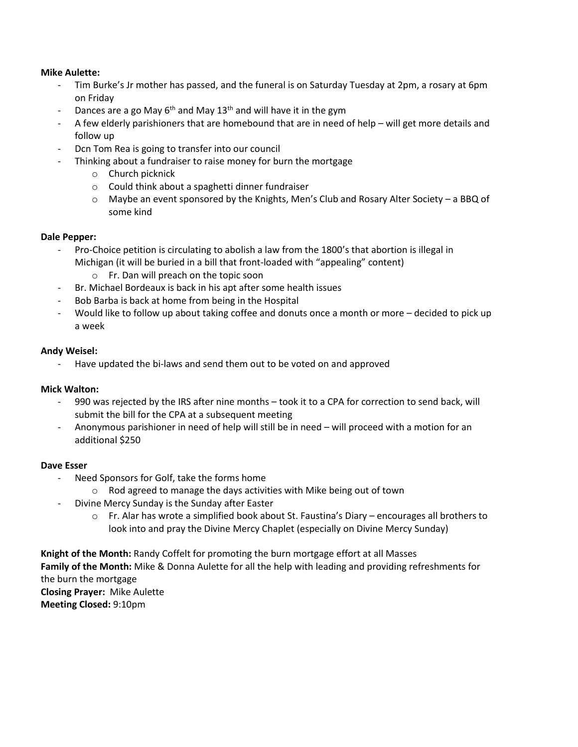**Mike Aulette:**

- Tim Burke's Jr mother has passed, and the funeral is on Saturday Tuesday at 2pm, a rosary at 6pm on Friday
- Dances are a go May 6th and May 13th and will have it in the gym
- A few elderly parishioners that are homebound that are in need of help – will get more details and follow up
- Dcn Tom Rea is going to transfer into our council
- Thinking about a fundraiser to raise money for burn the mortgage
  - Church picknick
  - Could think about a spaghetti dinner fundraiser
  - Maybe an event sponsored by the Knights, Men's Club and Rosary Alter Society – a BBQ of some kind

**Dale Pepper:**

- Pro-Choice petition is circulating to abolish a law from the 1800's that abortion is illegal in Michigan (it will be buried in a bill that front-loaded with "appealing" content)
  - Fr. Dan will preach on the topic soon
- Br. Michael Bordeaux is back in his apt after some health issues
- Bob Barba is back at home from being in the Hospital
- Would like to follow up about taking coffee and donuts once a month or more – decided to pick up a week

**Andy Weisel:**

- Have updated the bi-laws and send them out to be voted on and approved

**Mick Walton:**

- 990 was rejected by the IRS after nine months – took it to a CPA for correction to send back, will submit the bill for the CPA at a subsequent meeting
- Anonymous parishioner in need of help will still be in need – will proceed with a motion for an additional $250

**Dave Esser**

- Need Sponsors for Golf, take the forms home
  - Rod agreed to manage the days activities with Mike being out of town
- Divine Mercy Sunday is the Sunday after Easter
  - Fr. Alar has wrote a simplified book about St. Faustina's Diary – encourages all brothers to look into and pray the Divine Mercy Chaplet (especially on Divine Mercy Sunday)

**Knight of the Month:** Randy Coffelt for promoting the burn mortgage effort at all Masses
**Family of the Month:** Mike & Donna Aulette for all the help with leading and providing refreshments for the burn the mortgage
**Closing Prayer:** Mike Aulette
**Meeting Closed:** 9:10pm